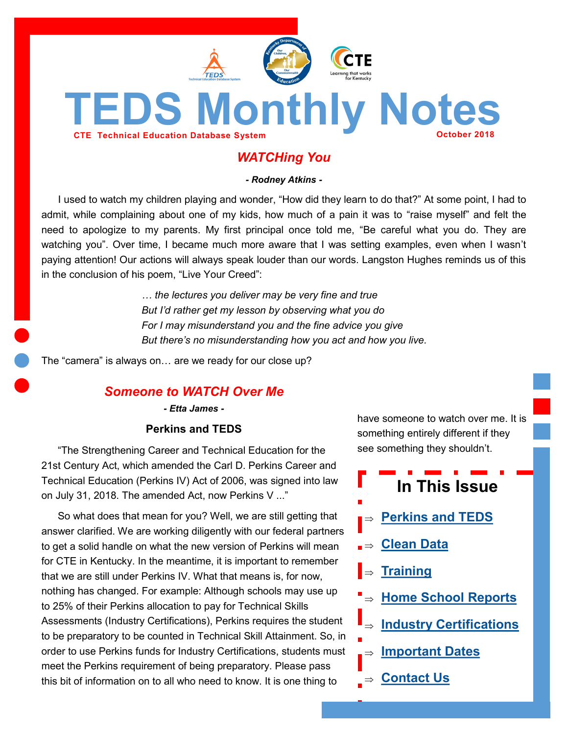# TEDS Monthly Notes

**CTE Technical Education Database System** — **October 2018**

## *WATCHing You*

***- Rodney Atkins -***

I used to watch my children playing and wonder, "How did they learn to do that?" At some point, I had to admit, while complaining about one of my kids, how much of a pain it was to "raise myself" and felt the need to apologize to my parents. My first principal once told me, "Be careful what you do. They are watching you". Over time, I became much more aware that I was setting examples, even when I wasn't paying attention! Our actions will always speak louder than our words. Langston Hughes reminds us of this in the conclusion of his poem, "Live Your Creed":

> *… the lectures you deliver may be very fine and true*
> *But I'd rather get my lesson by observing what you do*
> *For I may misunderstand you and the fine advice you give*
> *But there's no misunderstanding how you act and how you live.*

The "camera" is always on… are we ready for our close up?

## *Someone to WATCH Over Me*

***- Etta James -***

### Perkins and TEDS

"The Strengthening Career and Technical Education for the 21st Century Act, which amended the Carl D. Perkins Career and Technical Education (Perkins IV) Act of 2006, was signed into law on July 31, 2018. The amended Act, now Perkins V ..."

So what does that mean for you? Well, we are still getting that answer clarified. We are working diligently with our federal partners to get a solid handle on what the new version of Perkins will mean for CTE in Kentucky. In the meantime, it is important to remember that we are still under Perkins IV. What that means is, for now, nothing has changed. For example: Although schools may use up to 25% of their Perkins allocation to pay for Technical Skills Assessments (Industry Certifications), Perkins requires the student to be preparatory to be counted in Technical Skill Attainment. So, in order to use Perkins funds for Industry Certifications, students must meet the Perkins requirement of being preparatory. Please pass this bit of information on to all who need to know. It is one thing to have someone to watch over me. It is something entirely different if they see something they shouldn't.

### In This Issue

- ⇒ Perkins and TEDS
- ⇒ Clean Data
- ⇒ Training
- ⇒ Home School Reports
- ⇒ Industry Certifications
- ⇒ Important Dates
- ⇒ Contact Us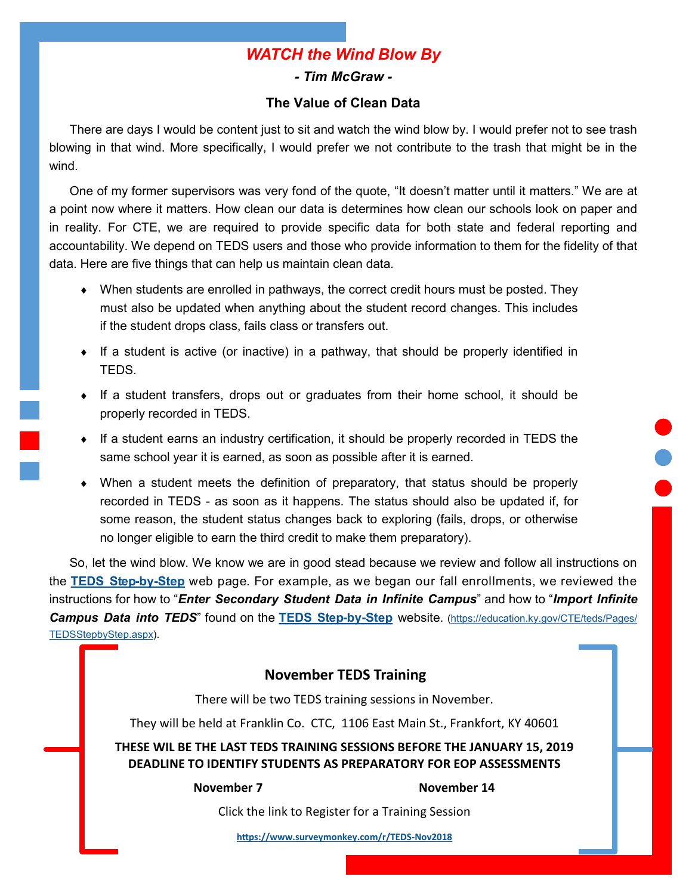# *WATCH the Wind Blow By*

***- Tim McGraw -***

## The Value of Clean Data

There are days I would be content just to sit and watch the wind blow by. I would prefer not to see trash blowing in that wind. More specifically, I would prefer we not contribute to the trash that might be in the wind.

One of my former supervisors was very fond of the quote, "It doesn't matter until it matters." We are at a point now where it matters. How clean our data is determines how clean our schools look on paper and in reality. For CTE, we are required to provide specific data for both state and federal reporting and accountability. We depend on TEDS users and those who provide information to them for the fidelity of that data. Here are five things that can help us maintain clean data.

- When students are enrolled in pathways, the correct credit hours must be posted. They must also be updated when anything about the student record changes. This includes if the student drops class, fails class or transfers out.
- If a student is active (or inactive) in a pathway, that should be properly identified in TEDS.
- If a student transfers, drops out or graduates from their home school, it should be properly recorded in TEDS.
- If a student earns an industry certification, it should be properly recorded in TEDS the same school year it is earned, as soon as possible after it is earned.
- When a student meets the definition of preparatory, that status should be properly recorded in TEDS - as soon as it happens. The status should also be updated if, for some reason, the student status changes back to exploring (fails, drops, or otherwise no longer eligible to earn the third credit to make them preparatory).

So, let the wind blow. We know we are in good stead because we review and follow all instructions on the **TEDS Step-by-Step** web page. For example, as we began our fall enrollments, we reviewed the instructions for how to "***Enter Secondary Student Data in Infinite Campus***" and how to "***Import Infinite Campus Data into TEDS***" found on the **TEDS Step-by-Step** website. (https://education.ky.gov/CTE/teds/Pages/TEDSStepbyStep.aspx).

## November TEDS Training

There will be two TEDS training sessions in November.

They will be held at Franklin Co. CTC, 1106 East Main St., Frankfort, KY 40601

**THESE WIL BE THE LAST TEDS TRAINING SESSIONS BEFORE THE JANUARY 15, 2019 DEADLINE TO IDENTIFY STUDENTS AS PREPARATORY FOR EOP ASSESSMENTS**

**November 7** | **November 14**

Click the link to Register for a Training Session

**https://www.surveymonkey.com/r/TEDS-Nov2018**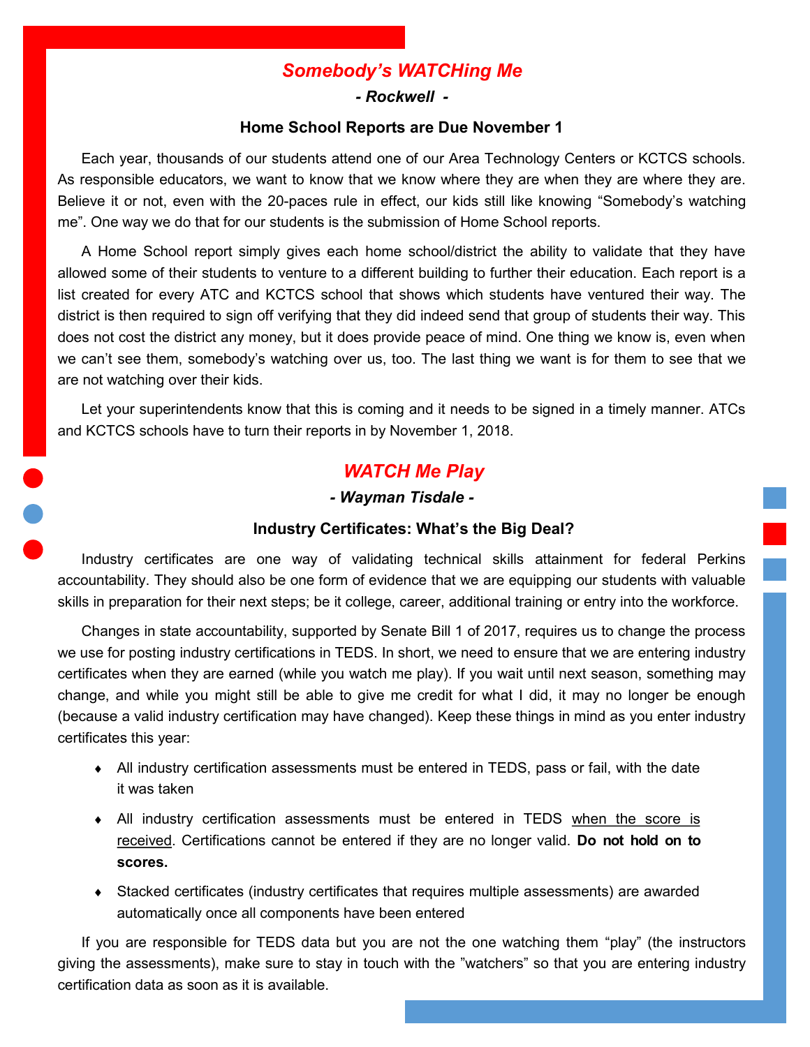## *Somebody's WATCHing Me*

***- Rockwell -***

### Home School Reports are Due November 1

Each year, thousands of our students attend one of our Area Technology Centers or KCTCS schools. As responsible educators, we want to know that we know where they are when they are where they are. Believe it or not, even with the 20-paces rule in effect, our kids still like knowing "Somebody's watching me". One way we do that for our students is the submission of Home School reports.

A Home School report simply gives each home school/district the ability to validate that they have allowed some of their students to venture to a different building to further their education. Each report is a list created for every ATC and KCTCS school that shows which students have ventured their way. The district is then required to sign off verifying that they did indeed send that group of students their way. This does not cost the district any money, but it does provide peace of mind. One thing we know is, even when we can't see them, somebody's watching over us, too. The last thing we want is for them to see that we are not watching over their kids.

Let your superintendents know that this is coming and it needs to be signed in a timely manner. ATCs and KCTCS schools have to turn their reports in by November 1, 2018.

## *WATCH Me Play*

***- Wayman Tisdale -***

### Industry Certificates: What's the Big Deal?

Industry certificates are one way of validating technical skills attainment for federal Perkins accountability. They should also be one form of evidence that we are equipping our students with valuable skills in preparation for their next steps; be it college, career, additional training or entry into the workforce.

Changes in state accountability, supported by Senate Bill 1 of 2017, requires us to change the process we use for posting industry certifications in TEDS. In short, we need to ensure that we are entering industry certificates when they are earned (while you watch me play). If you wait until next season, something may change, and while you might still be able to give me credit for what I did, it may no longer be enough (because a valid industry certification may have changed). Keep these things in mind as you enter industry certificates this year:

- All industry certification assessments must be entered in TEDS, pass or fail, with the date it was taken
- All industry certification assessments must be entered in TEDS <u>when the score is received</u>. Certifications cannot be entered if they are no longer valid. **Do not hold on to scores.**
- Stacked certificates (industry certificates that requires multiple assessments) are awarded automatically once all components have been entered

If you are responsible for TEDS data but you are not the one watching them "play" (the instructors giving the assessments), make sure to stay in touch with the "watchers" so that you are entering industry certification data as soon as it is available.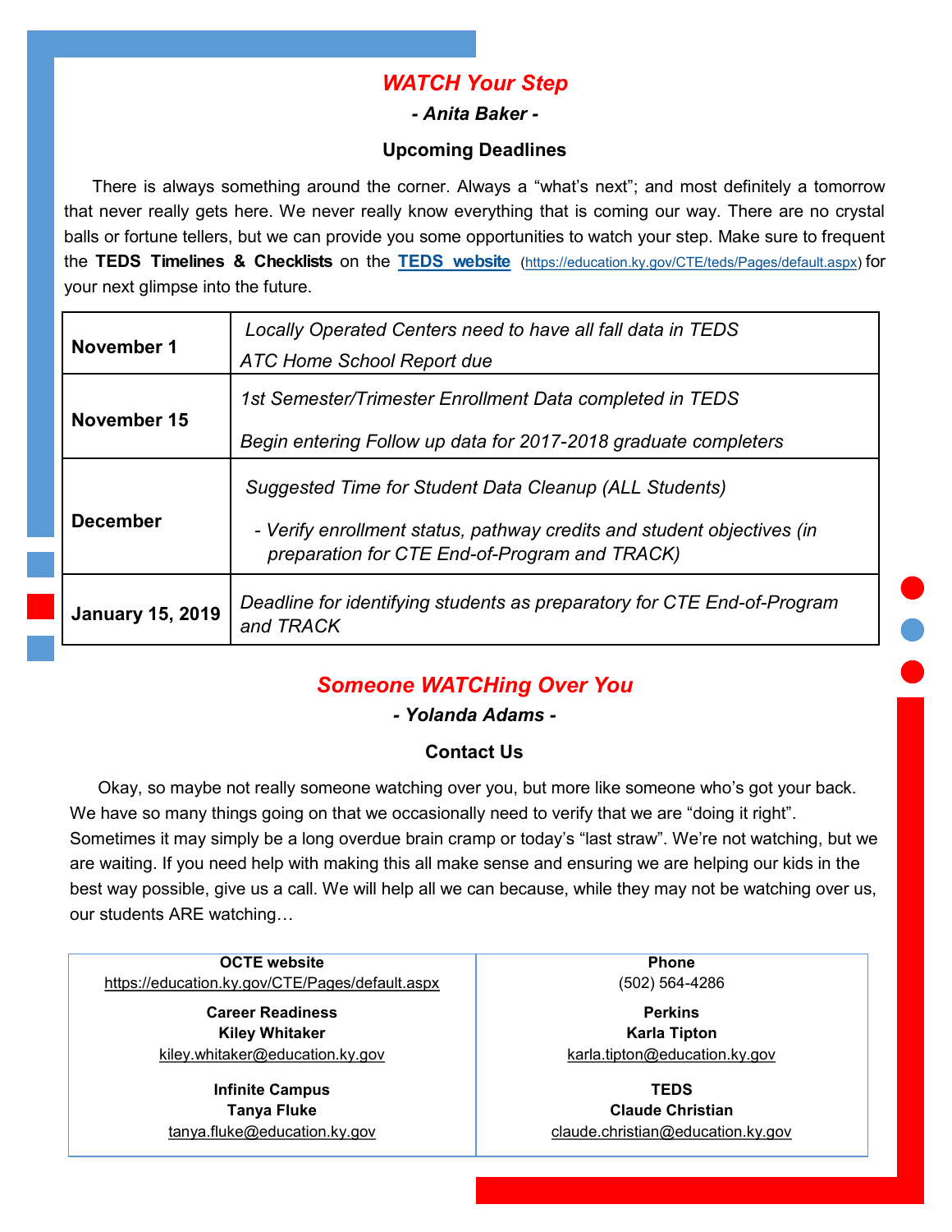## *WATCH Your Step*

***- Anita Baker -***

### Upcoming Deadlines

There is always something around the corner. Always a "what's next"; and most definitely a tomorrow that never really gets here. We never really know everything that is coming our way. There are no crystal balls or fortune tellers, but we can provide you some opportunities to watch your step. Make sure to frequent the **TEDS Timelines & Checklists** on the **TEDS website** (https://education.ky.gov/CTE/teds/Pages/default.aspx) for your next glimpse into the future.

| | |
|---|---|
| **November 1** | *Locally Operated Centers need to have all fall data in TEDS*<br>*ATC Home School Report due* |
| **November 15** | *1st Semester/Trimester Enrollment Data completed in TEDS*<br>*Begin entering Follow up data for 2017-2018 graduate completers* |
| **December** | *Suggested Time for Student Data Cleanup (ALL Students)*<br>*- Verify enrollment status, pathway credits and student objectives (in preparation for CTE End-of-Program and TRACK)* |
| **January 15, 2019** | *Deadline for identifying students as preparatory for CTE End-of-Program and TRACK* |

## *Someone WATCHing Over You*

***- Yolanda Adams -***

### Contact Us

Okay, so maybe not really someone watching over you, but more like someone who's got your back. We have so many things going on that we occasionally need to verify that we are "doing it right". Sometimes it may simply be a long overdue brain cramp or today's "last straw". We're not watching, but we are waiting. If you need help with making this all make sense and ensuring we are helping our kids in the best way possible, give us a call. We will help all we can because, while they may not be watching over us, our students ARE watching…

| | |
|---|---|
| **OCTE website**<br>https://education.ky.gov/CTE/Pages/default.aspx | **Phone**<br>(502) 564-4286 |
| **Career Readiness**<br>**Kiley Whitaker**<br>kiley.whitaker@education.ky.gov | **Perkins**<br>**Karla Tipton**<br>karla.tipton@education.ky.gov |
| **Infinite Campus**<br>**Tanya Fluke**<br>tanya.fluke@education.ky.gov | **TEDS**<br>**Claude Christian**<br>claude.christian@education.ky.gov |